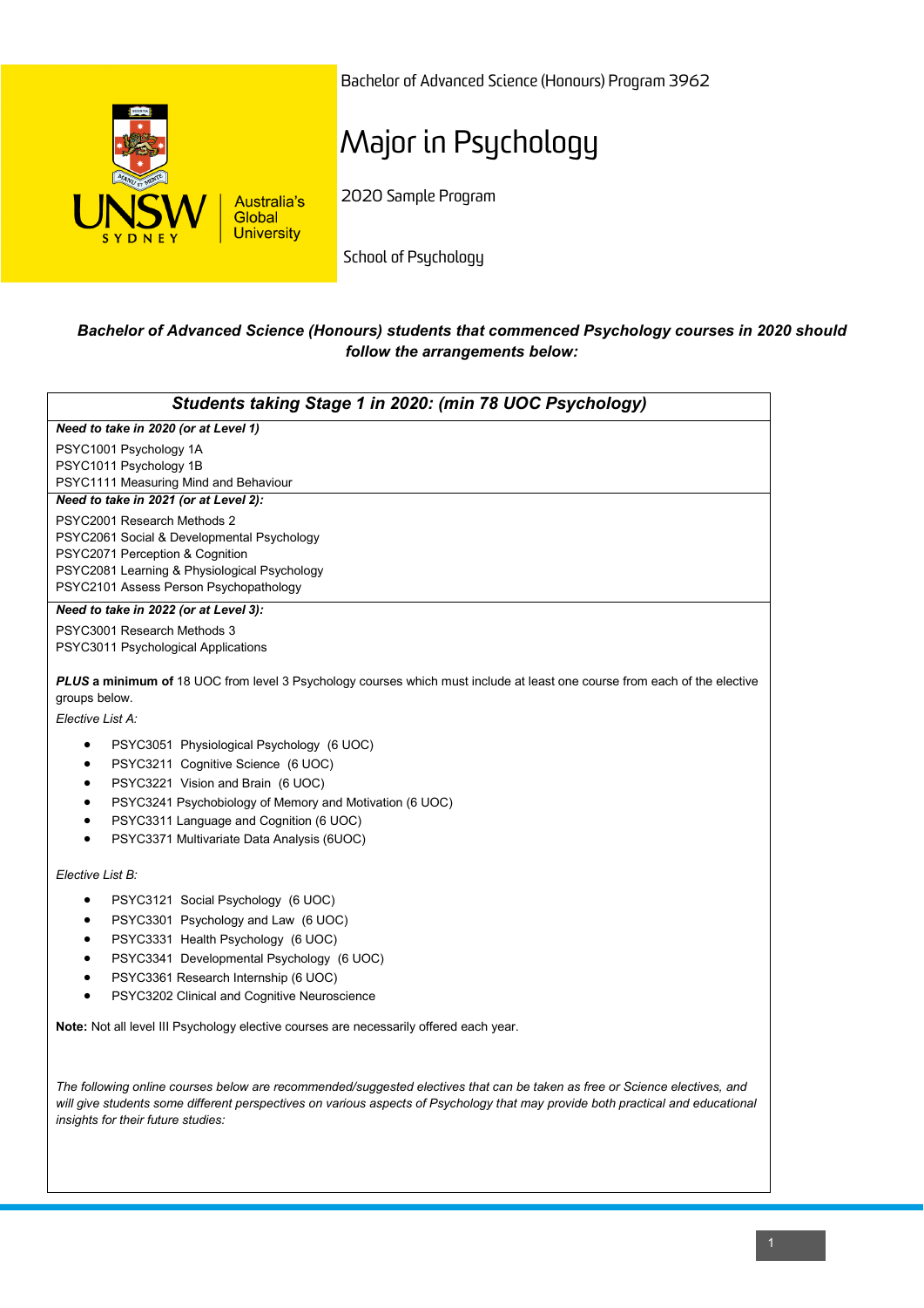Bachelor of Advanced Science (Honours) Program 3962

# Major in Psychology

2020 Sample Program

School of Psychology

***Bachelor of Advanced Science (Honours) students that commenced Psychology courses in 2020 should follow the arrangements below:***

## *Students taking Stage 1 in 2020: (min 78 UOC Psychology)*

***Need to take in 2020 (or at Level 1)***

PSYC1001 Psychology 1A
PSYC1011 Psychology 1B
PSYC1111 Measuring Mind and Behaviour

***Need to take in 2021 (or at Level 2):***

PSYC2001 Research Methods 2
PSYC2061 Social & Developmental Psychology
PSYC2071 Perception & Cognition
PSYC2081 Learning & Physiological Psychology
PSYC2101 Assess Person Psychopathology

***Need to take in 2022 (or at Level 3):***

PSYC3001 Research Methods 3
PSYC3011 Psychological Applications

***PLUS* a minimum of** 18 UOC from level 3 Psychology courses which must include at least one course from each of the elective groups below.

*Elective List A:*

- PSYC3051 Physiological Psychology (6 UOC)
- PSYC3211 Cognitive Science (6 UOC)
- PSYC3221 Vision and Brain (6 UOC)
- PSYC3241 Psychobiology of Memory and Motivation (6 UOC)
- PSYC3311 Language and Cognition (6 UOC)
- PSYC3371 Multivariate Data Analysis (6UOC)

*Elective List B:*

- PSYC3121 Social Psychology (6 UOC)
- PSYC3301 Psychology and Law (6 UOC)
- PSYC3331 Health Psychology (6 UOC)
- PSYC3341 Developmental Psychology (6 UOC)
- PSYC3361 Research Internship (6 UOC)
- PSYC3202 Clinical and Cognitive Neuroscience

**Note:** Not all level III Psychology elective courses are necessarily offered each year.

*The following online courses below are recommended/suggested electives that can be taken as free or Science electives, and will give students some different perspectives on various aspects of Psychology that may provide both practical and educational insights for their future studies:*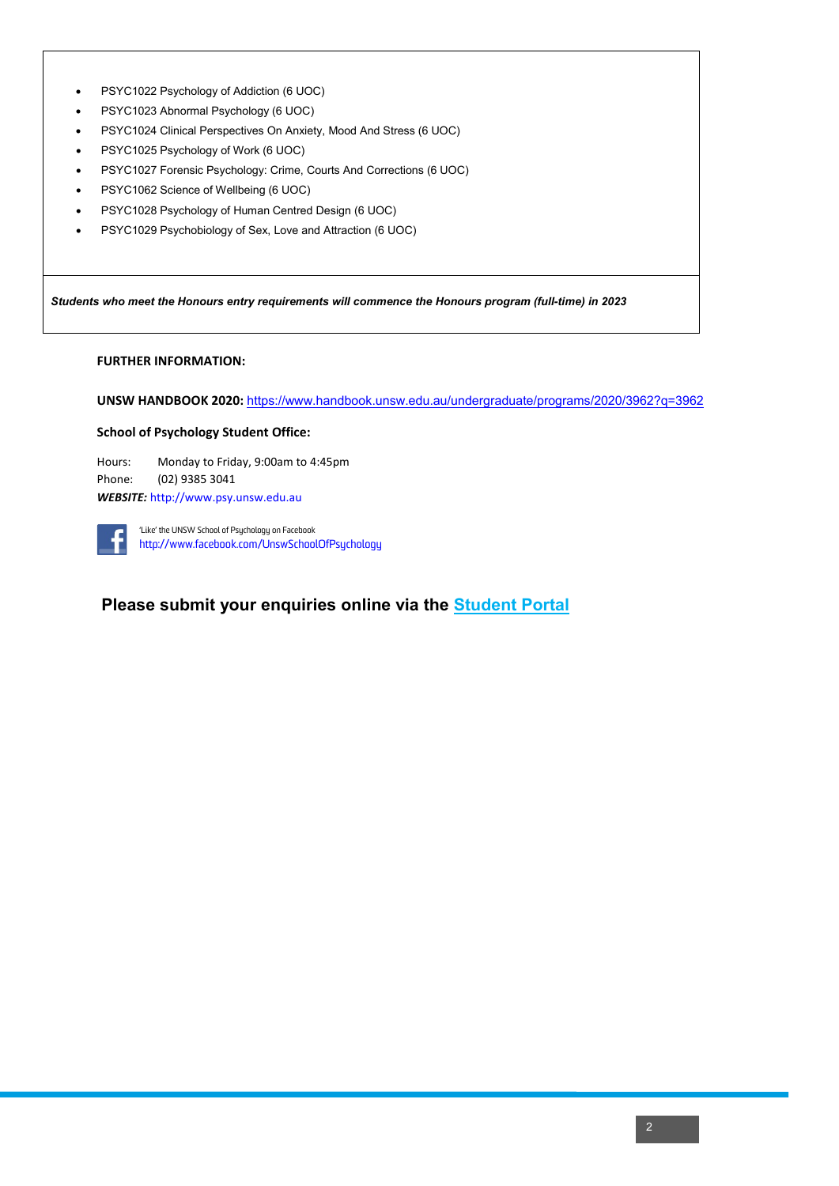- PSYC1022 Psychology of Addiction (6 UOC)
- PSYC1023 Abnormal Psychology (6 UOC)
- PSYC1024 Clinical Perspectives On Anxiety, Mood And Stress (6 UOC)
- PSYC1025 Psychology of Work (6 UOC)
- PSYC1027 Forensic Psychology: Crime, Courts And Corrections (6 UOC)
- PSYC1062 Science of Wellbeing (6 UOC)
- PSYC1028 Psychology of Human Centred Design (6 UOC)
- PSYC1029 Psychobiology of Sex, Love and Attraction (6 UOC)

***Students who meet the Honours entry requirements will commence the Honours program (full-time) in 2023***

**FURTHER INFORMATION:**

**UNSW HANDBOOK 2020:** https://www.handbook.unsw.edu.au/undergraduate/programs/2020/3962?q=3962

**School of Psychology Student Office:**

Hours: Monday to Friday, 9:00am to 4:45pm
Phone: (02) 9385 3041
***WEBSITE:*** http://www.psy.unsw.edu.au

'Like' the UNSW School of Psychology on Facebook
http://www.facebook.com/UnswSchoolOfPsychology

**Please submit your enquiries online via the Student Portal**